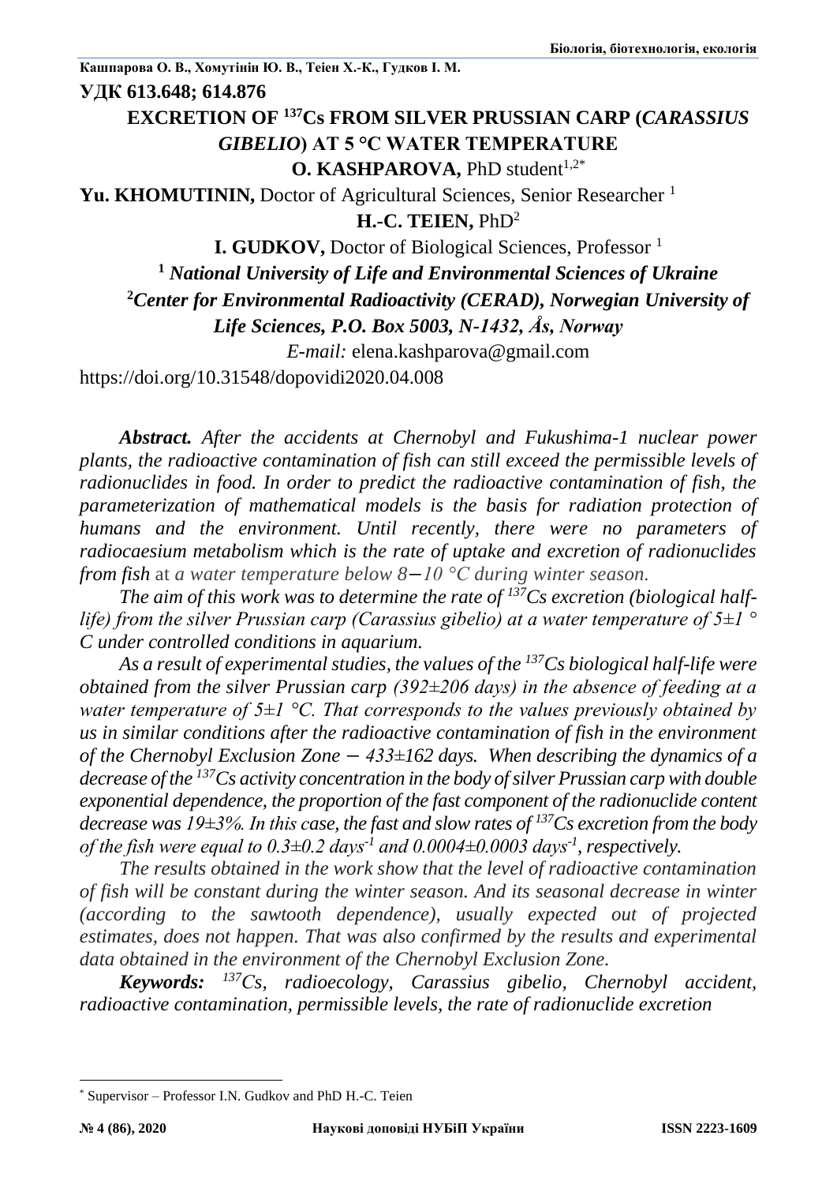Кашпарова О. В., Хомутінін Ю. В., Теіен Х.-К., Гудков І. М.

УДК 613.648; 614.876

# EXCRETION OF $^{137}$Cs FROM SILVER PRUSSIAN CARP (*CARASSIUS GIBELIO*) AT 5 °C WATER TEMPERATURE

**O. KASHPAROVA,** PhD student[1,2*]

**Yu. KHOMUTININ,** Doctor of Agricultural Sciences, Senior Researcher [1]

**H.-C. TEIEN,** PhD[2]

**I. GUDKOV,** Doctor of Biological Sciences, Professor [1]

[1] ***National University of Life and Environmental Sciences of Ukraine***

[2]***Center for Environmental Radioactivity (CERAD), Norwegian University of Life Sciences, P.O. Box 5003, N-1432, Ås, Norway***

*E-mail:* elena.kashparova@gmail.com

https://doi.org/10.31548/dopovidi2020.04.008

***Abstract.*** *After the accidents at Chernobyl and Fukushima-1 nuclear power plants, the radioactive contamination of fish can still exceed the permissible levels of radionuclides in food. In order to predict the radioactive contamination of fish, the parameterization of mathematical models is the basis for radiation protection of humans and the environment. Until recently, there were no parameters of radiocaesium metabolism which is the rate of uptake and excretion of radionuclides from fish* at *a water temperature below 8−10 °C during winter season.*

*The aim of this work was to determine the rate of $^{137}$Cs excretion (biological half-life) from the silver Prussian carp (Carassius gibelio) at a water temperature of 5±1 ° C under controlled conditions in aquarium.*

*As a result of experimental studies, the values of the $^{137}$Cs biological half-life were obtained from the silver Prussian carp (392±206 days) in the absence of feeding at a water temperature of 5±1 °C. That corresponds to the values previously obtained by us in similar conditions after the radioactive contamination of fish in the environment of the Chernobyl Exclusion Zone − 433±162 days. When describing the dynamics of a decrease of the $^{137}$Cs activity concentration in the body of silver Prussian carp with double exponential dependence, the proportion of the fast component of the radionuclide content decrease was 19±3%. In this case, the fast and slow rates of $^{137}$Cs excretion from the body of the fish were equal to 0.3±0.2 days$^{-1}$ and 0.0004±0.0003 days$^{-1}$, respectively.*

*The results obtained in the work show that the level of radioactive contamination of fish will be constant during the winter season. And its seasonal decrease in winter (according to the sawtooth dependence), usually expected out of projected estimates, does not happen. That was also confirmed by the results and experimental data obtained in the environment of the Chernobyl Exclusion Zone.*

***Keywords:*** *$^{137}$Cs, radioecology, Carassius gibelio, Chernobyl accident, radioactive contamination, permissible levels, the rate of radionuclide excretion*

---

[*] Supervisor – Professor I.N. Gudkov and PhD H.-C. Teien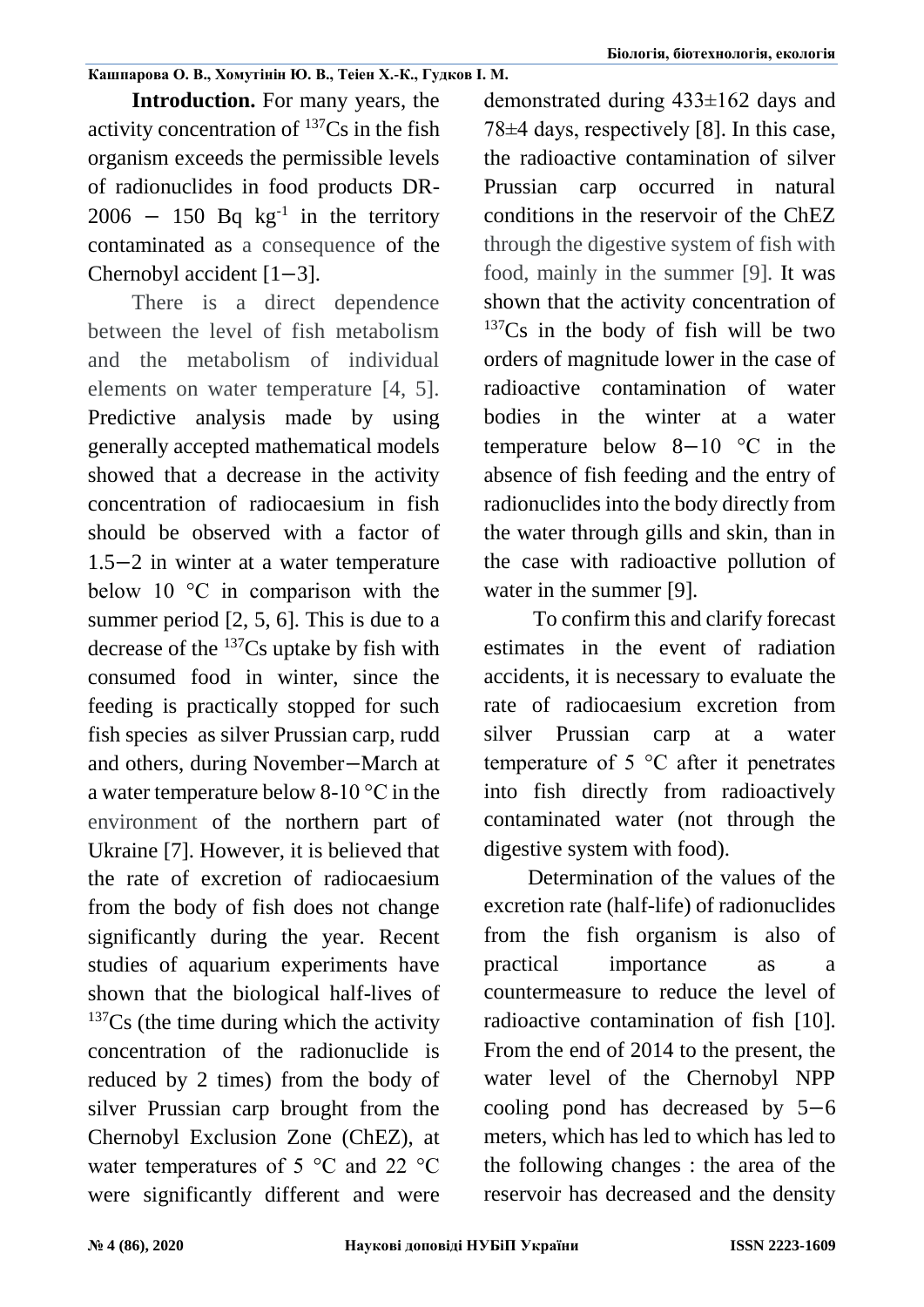**Introduction.** For many years, the activity concentration of $^{137}$Cs in the fish organism exceeds the permissible levels of radionuclides in food products DR-2006 – 150 Bq kg$^{-1}$ in the territory contaminated as a consequence of the Chernobyl accident [1–3].

There is a direct dependence between the level of fish metabolism and the metabolism of individual elements on water temperature [4, 5]. Predictive analysis made by using generally accepted mathematical models showed that a decrease in the activity concentration of radiocaesium in fish should be observed with a factor of 1.5–2 in winter at a water temperature below 10 °C in comparison with the summer period [2, 5, 6]. This is due to a decrease of the $^{137}$Cs uptake by fish with consumed food in winter, since the feeding is practically stopped for such fish species as silver Prussian carp, rudd and others, during November–March at a water temperature below 8-10 °C in the environment of the northern part of Ukraine [7]. However, it is believed that the rate of excretion of radiocaesium from the body of fish does not change significantly during the year. Recent studies of aquarium experiments have shown that the biological half-lives of $^{137}$Cs (the time during which the activity concentration of the radionuclide is reduced by 2 times) from the body of silver Prussian carp brought from the Chernobyl Exclusion Zone (ChEZ), at water temperatures of 5 °C and 22 °C were significantly different and were demonstrated during 433±162 days and 78±4 days, respectively [8]. In this case, the radioactive contamination of silver Prussian carp occurred in natural conditions in the reservoir of the ChEZ through the digestive system of fish with food, mainly in the summer [9]. It was shown that the activity concentration of $^{137}$Cs in the body of fish will be two orders of magnitude lower in the case of radioactive contamination of water bodies in the winter at a water temperature below 8–10 °C in the absence of fish feeding and the entry of radionuclides into the body directly from the water through gills and skin, than in the case with radioactive pollution of water in the summer [9].

To confirm this and clarify forecast estimates in the event of radiation accidents, it is necessary to evaluate the rate of radiocaesium excretion from silver Prussian carp at a water temperature of 5 °C after it penetrates into fish directly from radioactively contaminated water (not through the digestive system with food).

Determination of the values of the excretion rate (half-life) of radionuclides from the fish organism is also of practical importance as a countermeasure to reduce the level of radioactive contamination of fish [10]. From the end of 2014 to the present, the water level of the Chernobyl NPP cooling pond has decreased by 5–6 meters, which has led to which has led to the following changes : the area of the reservoir has decreased and the density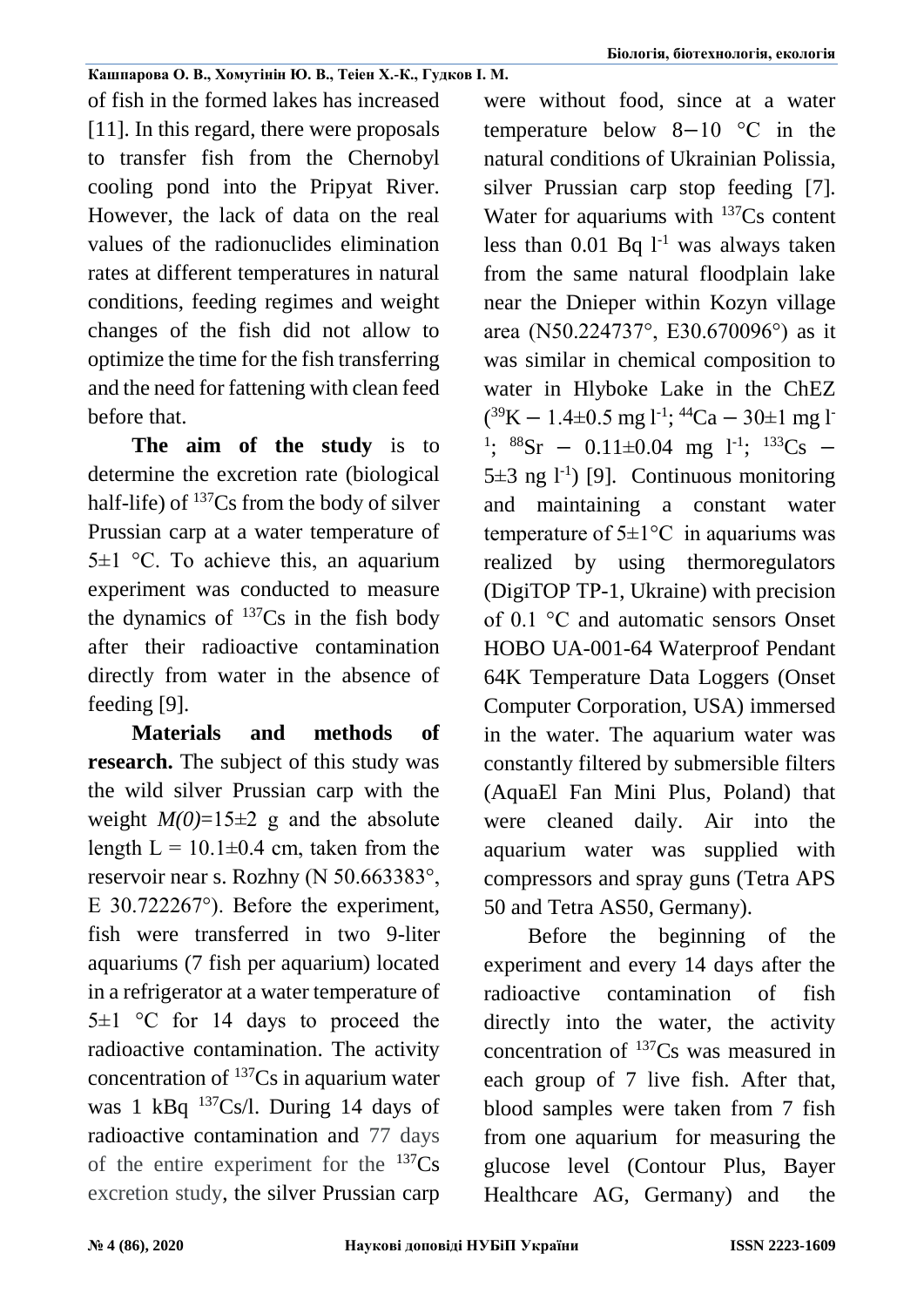of fish in the formed lakes has increased [11]. In this regard, there were proposals to transfer fish from the Chernobyl cooling pond into the Pripyat River. However, the lack of data on the real values of the radionuclides elimination rates at different temperatures in natural conditions, feeding regimes and weight changes of the fish did not allow to optimize the time for the fish transferring and the need for fattening with clean feed before that.

**The aim of the study** is to determine the excretion rate (biological half-life) of $^{137}$Cs from the body of silver Prussian carp at a water temperature of 5±1 °C. To achieve this, an aquarium experiment was conducted to measure the dynamics of $^{137}$Cs in the fish body after their radioactive contamination directly from water in the absence of feeding [9].

**Materials and methods of research.** The subject of this study was the wild silver Prussian carp with the weight *M(0)*=15±2 g and the absolute length L = 10.1±0.4 cm, taken from the reservoir near s. Rozhny (N 50.663383°, E 30.722267°). Before the experiment, fish were transferred in two 9-liter aquariums (7 fish per aquarium) located in a refrigerator at a water temperature of 5±1 °C for 14 days to proceed the radioactive contamination. The activity concentration of $^{137}$Cs in aquarium water was 1 kBq $^{137}$Cs/l. During 14 days of radioactive contamination and 77 days of the entire experiment for the $^{137}$Cs excretion study, the silver Prussian carp were without food, since at a water temperature below 8–10 °C in the natural conditions of Ukrainian Polissia, silver Prussian carp stop feeding [7]. Water for aquariums with $^{137}$Cs content less than 0.01 Bq $l^{-1}$ was always taken from the same natural floodplain lake near the Dnieper within Kozyn village area (N50.224737°, E30.670096°) as it was similar in chemical composition to water in Hlyboke Lake in the ChEZ ($^{39}$K – 1.4±0.5 mg $l^{-1}$; $^{44}$Ca – 30±1 mg $l^{-1}$; $^{88}$Sr – 0.11±0.04 mg $l^{-1}$; $^{133}$Cs – 5±3 ng $l^{-1}$) [9]. Continuous monitoring and maintaining a constant water temperature of 5±1°C in aquariums was realized by using thermoregulators (DigiTOP TP-1, Ukraine) with precision of 0.1 °C and automatic sensors Onset HOBO UA-001-64 Waterproof Pendant 64K Temperature Data Loggers (Onset Computer Corporation, USA) immersed in the water. The aquarium water was constantly filtered by submersible filters (AquaEl Fan Mini Plus, Poland) that were cleaned daily. Air into the aquarium water was supplied with compressors and spray guns (Tetra APS 50 and Tetra AS50, Germany).

Before the beginning of the experiment and every 14 days after the radioactive contamination of fish directly into the water, the activity concentration of $^{137}$Cs was measured in each group of 7 live fish. After that, blood samples were taken from 7 fish from one aquarium for measuring the glucose level (Contour Plus, Bayer Healthcare AG, Germany) and the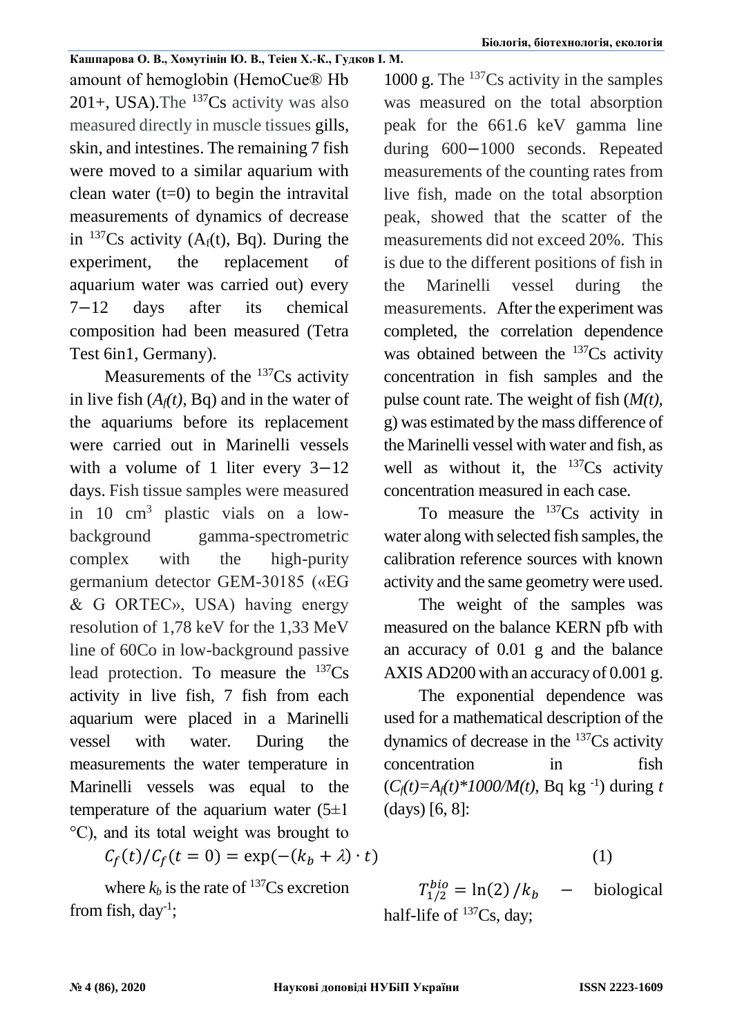amount of hemoglobin (HemoCue® Hb 201+, USA).The $^{137}Cs$ activity was also measured directly in muscle tissues gills, skin, and intestines. The remaining 7 fish were moved to a similar aquarium with clean water (t=0) to begin the intravital measurements of dynamics of decrease in $^{137}Cs$ activity ($A_f(t)$, Bq). During the experiment, the replacement of aquarium water was carried out) every 7−12 days after its chemical composition had been measured (Tetra Test 6in1, Germany).

Measurements of the $^{137}Cs$ activity in live fish ($A_f(t)$, Bq) and in the water of the aquariums before its replacement were carried out in Marinelli vessels with a volume of 1 liter every 3−12 days. Fish tissue samples were measured in 10 cm$^3$ plastic vials on a low-background gamma-spectrometric complex with the high-purity germanium detector GEM-30185 («EG & G ORTEC», USA) having energy resolution of 1,78 keV for the 1,33 MeV line of 60Co in low-background passive lead protection. To measure the $^{137}Cs$ activity in live fish, 7 fish from each aquarium were placed in a Marinelli vessel with water. During the measurements the water temperature in Marinelli vessels was equal to the temperature of the aquarium water (5±1 °C), and its total weight was brought to 1000 g. The $^{137}Cs$ activity in the samples was measured on the total absorption peak for the 661.6 keV gamma line during 600−1000 seconds. Repeated measurements of the counting rates from live fish, made on the total absorption peak, showed that the scatter of the measurements did not exceed 20%. This is due to the different positions of fish in the Marinelli vessel during the measurements. After the experiment was completed, the correlation dependence was obtained between the $^{137}Cs$ activity concentration in fish samples and the pulse count rate. The weight of fish ($M(t)$, g) was estimated by the mass difference of the Marinelli vessel with water and fish, as well as without it, the $^{137}Cs$ activity concentration measured in each case.

To measure the $^{137}Cs$ activity in water along with selected fish samples, the calibration reference sources with known activity and the same geometry were used.

The weight of the samples was measured on the balance KERN pfb with an accuracy of 0.01 g and the balance AXIS AD200 with an accuracy of 0.001 g.

The exponential dependence was used for a mathematical description of the dynamics of decrease in the $^{137}Cs$ activity concentration in fish ($C_f(t)=A_f(t)*1000/M(t)$, Bq kg$^{-1}$) during $t$ (days) [6, 8]:

$$C_f(t)/C_f(t=0) = \exp(-(k_b + \lambda)\cdot t) \quad (1)$$

where $k_b$ is the rate of $^{137}Cs$ excretion from fish, day$^{-1}$;

$T_{1/2}^{bio} = \ln(2)/k_b$ − biological half-life of $^{137}Cs$, day;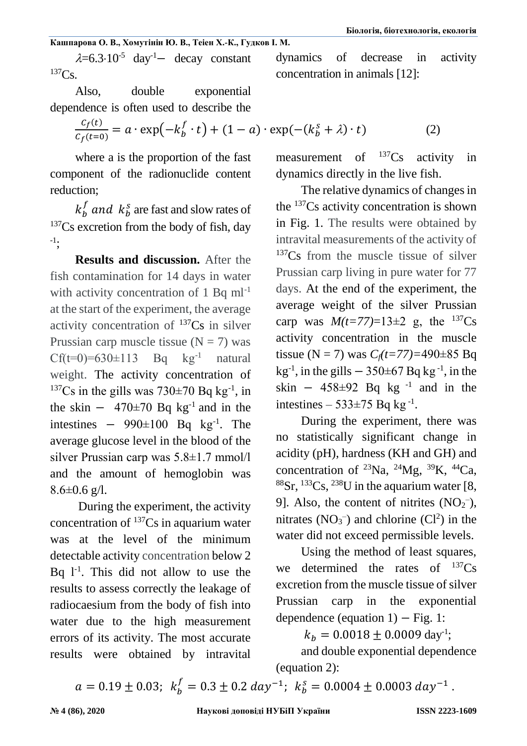$\lambda$=6.3·10$^{-5}$ day$^{-1}$ − decay constant $^{137}$Cs.

Also, double exponential dependence is often used to describe the dynamics of decrease in activity concentration in animals [12]:

$$\frac{C_f(t)}{C_{f(t=0)}} = a \cdot \exp\left(-k_b^f \cdot t\right) + (1-a) \cdot \exp\left(-(k_b^s + \lambda) \cdot t\right) \qquad (2)$$

where a is the proportion of the fast component of the radionuclide content reduction;

$k_b^f$ *and* $k_b^s$ are fast and slow rates of $^{137}$Cs excretion from the body of fish, day$^{-1}$;

**Results and discussion.** After the fish contamination for 14 days in water with activity concentration of 1 Bq ml$^{-1}$ at the start of the experiment, the average activity concentration of $^{137}$Cs in silver Prussian carp muscle tissue (N = 7) was Cf(t=0)=630±113 Bq kg$^{-1}$ natural weight. The activity concentration of $^{137}$Cs in the gills was 730±70 Bq kg$^{-1}$, in the skin − 470±70 Bq kg$^{-1}$ and in the intestines − 990±100 Bq kg$^{-1}$. The average glucose level in the blood of the silver Prussian carp was 5.8±1.7 mmol/l and the amount of hemoglobin was 8.6±0.6 g/l.

During the experiment, the activity concentration of $^{137}$Cs in aquarium water was at the level of the minimum detectable activity concentration below 2 Bq l$^{-1}$. This did not allow to use the results to assess correctly the leakage of radiocaesium from the body of fish into water due to the high measurement errors of its activity. The most accurate results were obtained by intravital measurement of $^{137}$Cs activity in dynamics directly in the live fish.

The relative dynamics of changes in the $^{137}$Cs activity concentration is shown in Fig. 1. The results were obtained by intravital measurements of the activity of $^{137}$Cs from the muscle tissue of silver Prussian carp living in pure water for 77 days. At the end of the experiment, the average weight of the silver Prussian carp was *M(t=77)*=13±2 g, the $^{137}$Cs activity concentration in the muscle tissue (N = 7) was $C_f(t=77)$=490±85 Bq kg$^{-1}$, in the gills − 350±67 Bq kg$^{-1}$, in the skin − 458±92 Bq kg$^{-1}$ and in the intestines – 533±75 Bq kg$^{-1}$.

During the experiment, there was no statistically significant change in acidity (pH), hardness (KH and GH) and concentration of $^{23}$Na, $^{24}$Mg, $^{39}$K, $^{44}$Ca, $^{88}$Sr, $^{133}$Cs, $^{238}$U in the aquarium water [8, 9]. Also, the content of nitrites ($NO_2^-$), nitrates ($NO_3^-$) and chlorine ($Cl^2$) in the water did not exceed permissible levels.

Using the method of least squares, we determined the rates of $^{137}$Cs excretion from the muscle tissue of silver Prussian carp in the exponential dependence (equation 1) − Fig. 1:

$k_b = 0.0018 \pm 0.0009$ day$^{-1}$;

and double exponential dependence (equation 2):

$$a = 0.19 \pm 0.03;\ k_b^f = 0.3 \pm 0.2\ day^{-1};\ k_b^s = 0.0004 \pm 0.0003\ day^{-1}.$$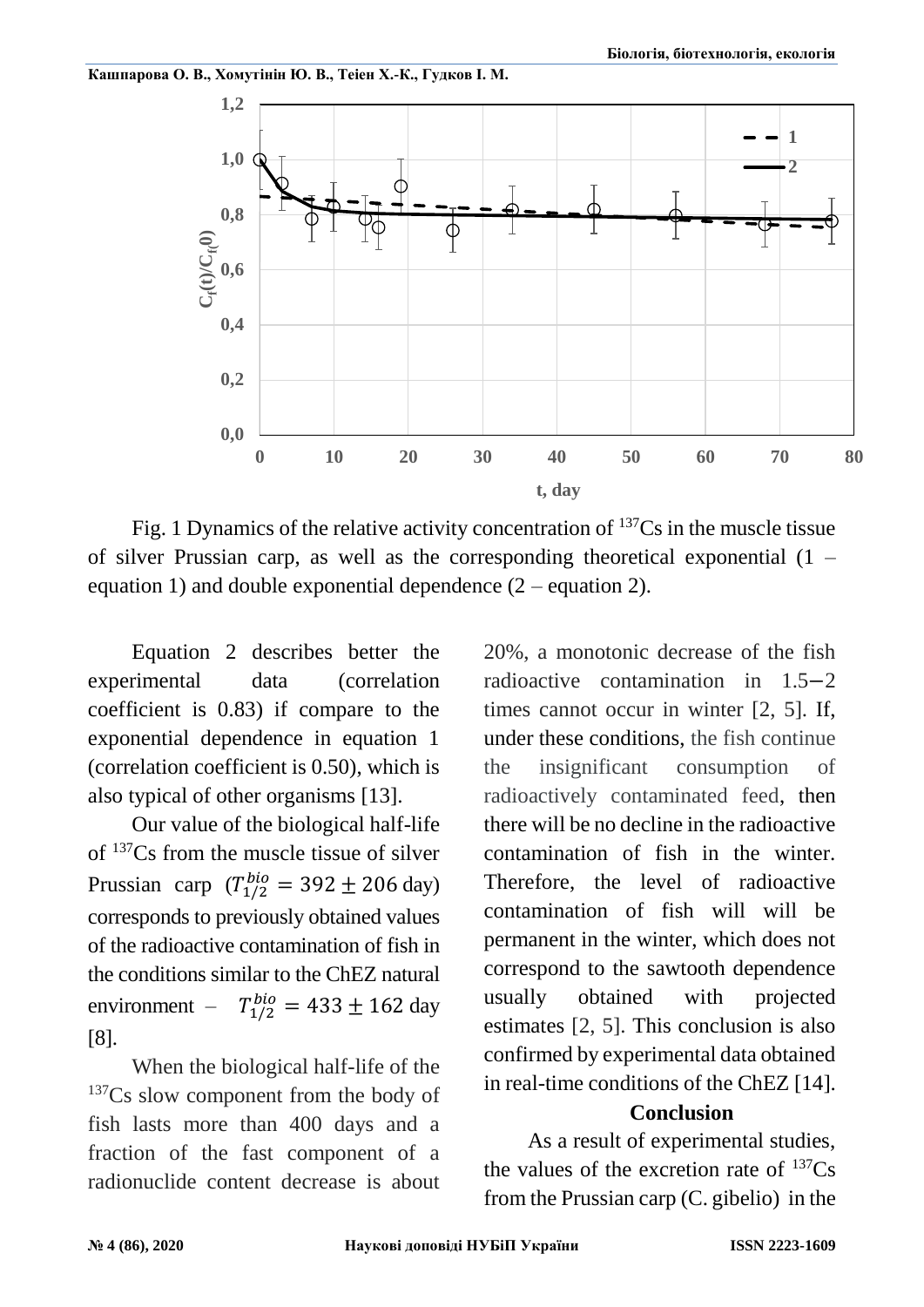Fig. 1 Dynamics of the relative activity concentration of $^{137}$Cs in the muscle tissue of silver Prussian carp, as well as the corresponding theoretical exponential (1 – equation 1) and double exponential dependence (2 – equation 2).

Equation 2 describes better the experimental data (correlation coefficient is 0.83) if compare to the exponential dependence in equation 1 (correlation coefficient is 0.50), which is also typical of other organisms [13].

Our value of the biological half-life of $^{137}$Cs from the muscle tissue of silver Prussian carp ($T_{1/2}^{bio} = 392 \pm 206$ day) corresponds to previously obtained values of the radioactive contamination of fish in the conditions similar to the ChEZ natural environment – $T_{1/2}^{bio} = 433 \pm 162$ day [8].

When the biological half-life of the $^{137}$Cs slow component from the body of fish lasts more than 400 days and a fraction of the fast component of a radionuclide content decrease is about 20%, a monotonic decrease of the fish radioactive contamination in 1.5−2 times cannot occur in winter [2, 5]. If, under these conditions, the fish continue the insignificant consumption of radioactively contaminated feed, then there will be no decline in the radioactive contamination of fish in the winter. Therefore, the level of radioactive contamination of fish will will be permanent in the winter, which does not correspond to the sawtooth dependence usually obtained with projected estimates [2, 5]. This conclusion is also confirmed by experimental data obtained in real-time conditions of the ChEZ [14].

## Conclusion

As a result of experimental studies, the values of the excretion rate of $^{137}$Cs from the Prussian carp (C. gibelio) in the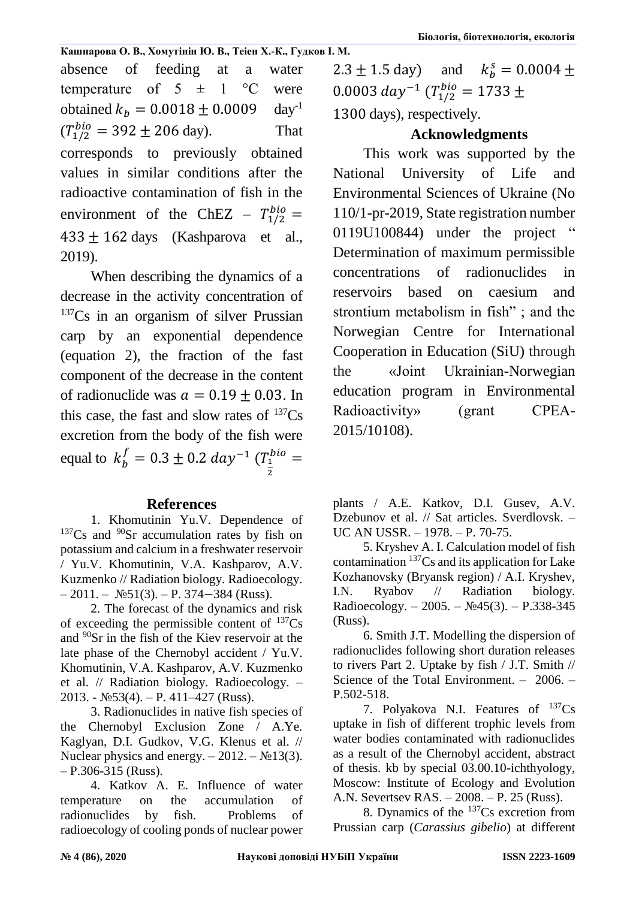absence of feeding at a water temperature of 5 ± 1 °C were obtained $k_b = 0.0018 \pm 0.0009$ day$^{-1}$ ($T_{1/2}^{bio} = 392 \pm 206$ day). That corresponds to previously obtained values in similar conditions after the radioactive contamination of fish in the environment of the ChEZ – $T_{1/2}^{bio} = 433 \pm 162$ days (Kashparova et al., 2019).

When describing the dynamics of a decrease in the activity concentration of $^{137}$Cs in an organism of silver Prussian carp by an exponential dependence (equation 2), the fraction of the fast component of the decrease in the content of radionuclide was $a = 0.19 \pm 0.03$. In this case, the fast and slow rates of $^{137}$Cs excretion from the body of the fish were equal to $k_b^f = 0.3 \pm 0.2\ day^{-1}$ ($T_{\frac{1}{2}}^{bio} = 2.3 \pm 1.5$ day) and $k_b^s = 0.0004 \pm 0.0003\ day^{-1}$ ($T_{1/2}^{bio} = 1733 \pm 1300$ days), respectively.

## Acknowledgments

This work was supported by the National University of Life and Environmental Sciences of Ukraine (No 110/1-pr-2019, State registration number 0119U100844) under the project " Determination of maximum permissible concentrations of radionuclides in reservoirs based on caesium and strontium metabolism in fish" ; and the Norwegian Centre for International Cooperation in Education (SiU) through the «Joint Ukrainian-Norwegian education program in Environmental Radioactivity» (grant CPEA-2015/10108).

## References

1. Khomutinin Yu.V. Dependence of $^{137}$Cs and $^{90}$Sr accumulation rates by fish on potassium and calcium in a freshwater reservoir / Yu.V. Khomutinin, V.A. Kashparov, A.V. Kuzmenko // Radiation biology. Radioecology. – 2011. – №51(3). – P. 374–384 (Russ).

2. The forecast of the dynamics and risk of exceeding the permissible content of $^{137}$Cs and $^{90}$Sr in the fish of the Kiev reservoir at the late phase of the Chernobyl accident / Yu.V. Khomutinin, V.A. Kashparov, A.V. Kuzmenko et al. // Radiation biology. Radioecology. – 2013. - №53(4). – P. 411–427 (Russ).

3. Radionuclides in native fish species of the Chernobyl Exclusion Zone / A.Ye. Kaglyan, D.I. Gudkov, V.G. Klenus et al. // Nuclear physics and energy. – 2012. – №13(3). – P.306-315 (Russ).

4. Katkov A. E. Influence of water temperature on the accumulation of radionuclides by fish. Problems of radioecology of cooling ponds of nuclear power plants / A.E. Katkov, D.I. Gusev, A.V. Dzebunov et al. // Sat articles. Sverdlovsk. – UC AN USSR. – 1978. – P. 70-75.

5. Kryshev A. I. Calculation model of fish contamination $^{137}$Cs and its application for Lake Kozhanovsky (Bryansk region) / A.I. Kryshev, I.N. Ryabov // Radiation biology. Radioecology. – 2005. – №45(3). – P.338-345 (Russ).

6. Smith J.T. Modelling the dispersion of radionuclides following short duration releases to rivers Part 2. Uptake by fish / J.T. Smith // Science of the Total Environment. – 2006. – P.502-518.

7. Polyakova N.I. Features of $^{137}$Cs uptake in fish of different trophic levels from water bodies contaminated with radionuclides as a result of the Chernobyl accident, abstract of thesis. kb by special 03.00.10-ichthyology, Moscow: Institute of Ecology and Evolution A.N. Severtsev RAS. – 2008. – P. 25 (Russ).

8. Dynamics of the $^{137}$Cs excretion from Prussian carp (*Carassius gibelio*) at different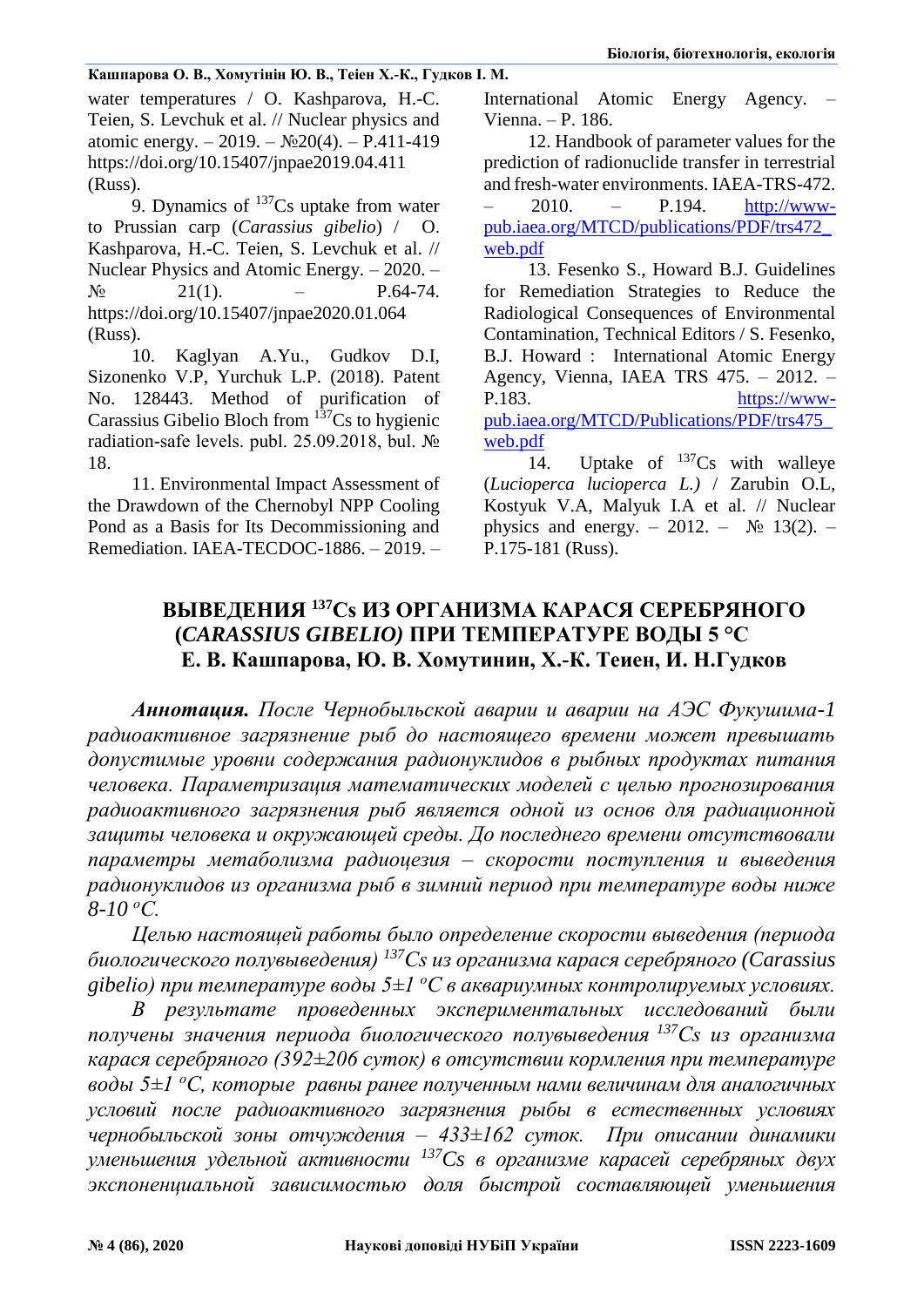water temperatures / O. Kashparova, H.-C. Teien, S. Levchuk et al. // Nuclear physics and atomic energy. – 2019. – №20(4). – P.411-419 https://doi.org/10.15407/jnpae2019.04.411 (Russ).

9. Dynamics of $^{137}$Cs uptake from water to Prussian carp (*Carassius gibelio*) / O. Kashparova, H.-C. Teien, S. Levchuk et al. // Nuclear Physics and Atomic Energy. – 2020. – № 21(1). – P.64-74. https://doi.org/10.15407/jnpae2020.01.064 (Russ).

10. Kaglyan A.Yu., Gudkov D.I, Sizonenko V.P, Yurchuk L.P. (2018). Patent No. 128443. Method of purification of Carassius Gibelio Bloch from $^{137}$Cs to hygienic radiation-safe levels. publ. 25.09.2018, bul. № 18.

11. Environmental Impact Assessment of the Drawdown of the Chernobyl NPP Cooling Pond as a Basis for Its Decommissioning and Remediation. IAEA-TECDOC-1886. – 2019. – International Atomic Energy Agency. – Vienna. – P. 186.

12. Handbook of parameter values for the prediction of radionuclide transfer in terrestrial and fresh-water environments. IAEA-TRS-472. – 2010. – P.194. http://www-pub.iaea.org/MTCD/publications/PDF/trs472_web.pdf

13. Fesenko S., Howard B.J. Guidelines for Remediation Strategies to Reduce the Radiological Consequences of Environmental Contamination, Technical Editors / S. Fesenko, B.J. Howard : International Atomic Energy Agency, Vienna, IAEA TRS 475. – 2012. – P.183. https://www-pub.iaea.org/MTCD/Publications/PDF/trs475_web.pdf

14. Uptake of $^{137}$Cs with walleye (*Lucioperca lucioperca L.)* / Zarubin O.L, Kostyuk V.A, Malyuk I.A et al. // Nuclear physics and energy. – 2012. – № 13(2). – P.175-181 (Russ).

## ВЫВЕДЕНИЯ $^{137}$Cs ИЗ ОРГАНИЗМА КАРАСЯ СЕРЕБРЯНОГО (*CARASSIUS GIBELIO)* ПРИ ТЕМПЕРАТУРЕ ВОДЫ 5 °C

**Е. В. Кашпарова, Ю. В. Хомутинин, Х.-К. Теиен, И. Н.Гудков**

***Аннотация.*** *После Чернобыльской аварии и аварии на АЭС Фукушима-1 радиоактивное загрязнение рыб до настоящего времени может превышать допустимые уровни содержания радионуклидов в рыбных продуктах питания человека. Параметризация математических моделей с целью прогнозирования радиоактивного загрязнения рыб является одной из основ для радиационной защиты человека и окружающей среды. До последнего времени отсутствовали параметры метаболизма радиоцезия – скорости поступления и выведения радионуклидов из организма рыб в зимний период при температуре воды ниже 8-10 °С.*

*Целью настоящей работы было определение скорости выведения (периода биологического полувыведения) $^{137}$Cs из организма карася серебряного (Carassius gibelio) при температуре воды 5±1 °С в аквариумных контролируемых условиях.*

*В результате проведенных экспериментальных исследований были получены значения периода биологического полувыведения $^{137}$Cs из организма карася серебряного (392±206 суток) в отсутствии кормления при температуре воды 5±1 °С, которые равны ранее полученным нами величинам для аналогичных условий после радиоактивного загрязнения рыбы в естественных условиях чернобыльской зоны отчуждения – 433±162 суток. При описании динамики уменьшения удельной активности $^{137}$Cs в организме карасей серебряных двух экспоненциальной зависимостью доля быстрой составляющей уменьшения*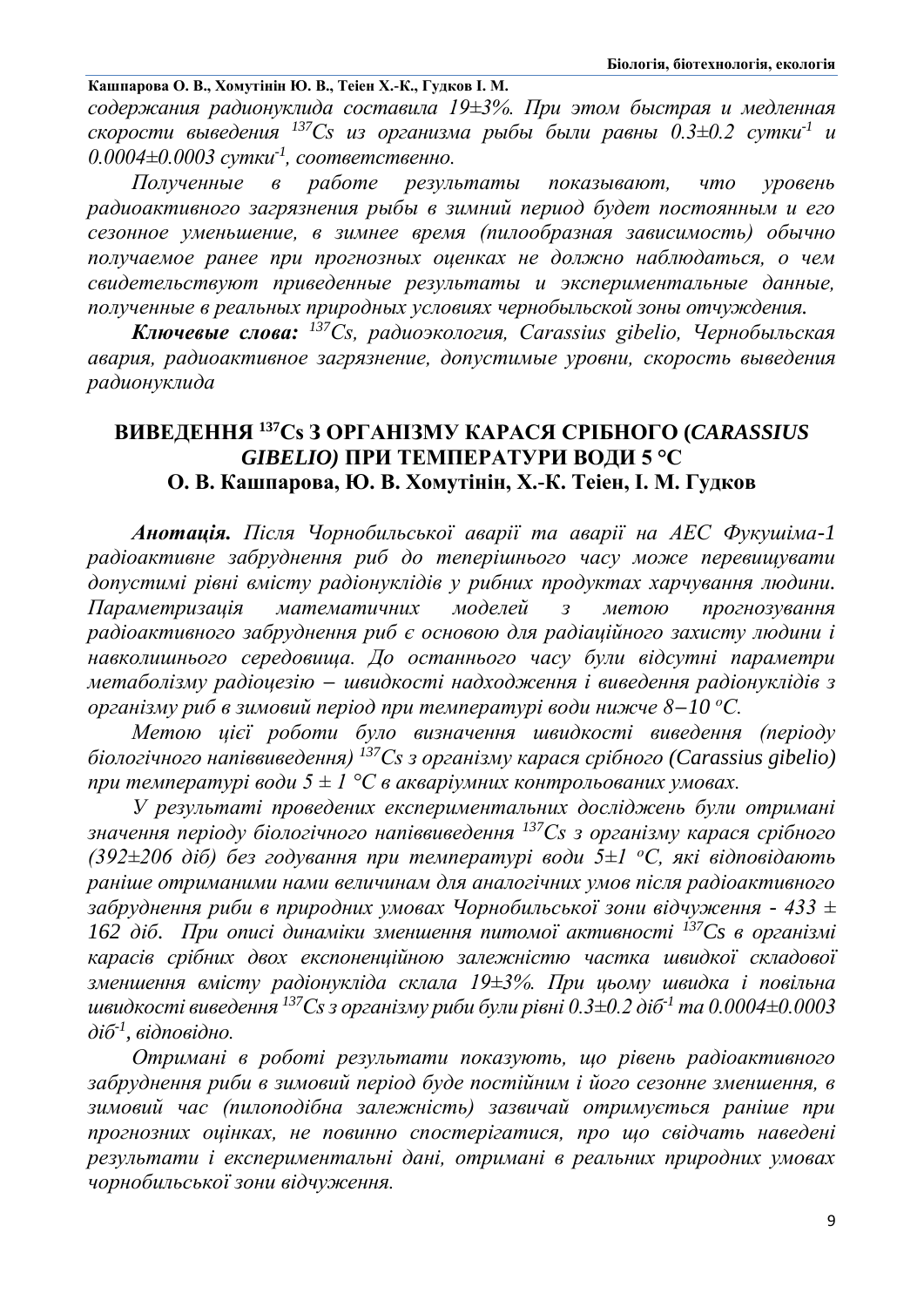*содержания радионуклида составила 19±3%. При этом быстрая и медленная скорости выведения $^{137}Cs$ из организма рыбы были равны 0.3±0.2 сутки$^{-1}$ и 0.0004±0.0003 сутки$^{-1}$, соответственно.*

*Полученные в работе результаты показывают, что уровень радиоактивного загрязнения рыбы в зимний период будет постоянным и его сезонное уменьшение, в зимнее время (пилообразная зависимость) обычно получаемое ранее при прогнозных оценках не должно наблюдаться, о чем свидетельствуют приведенные результаты и экспериментальные данные, полученные в реальных природных условиях чернобыльской зоны отчуждения.*

***Ключевые слова:*** *$^{137}Cs$, радиоэкология, Carassius gibelio, Чернобыльская авария, радиоактивное загрязнение, допустимые уровни, скорость выведения радионуклида*

## ВИВЕДЕННЯ $^{137}$Cs З ОРГАНІЗМУ КАРАСЯ СРІБНОГО (*CARASSIUS GIBELIO)* ПРИ ТЕМПЕРАТУРИ ВОДИ 5 °С

**О. В. Кашпарова, Ю. В. Хомутінін, Х.-К. Теіен, І. М. Гудков**

***Анотація.*** *Після Чорнобильської аварії та аварії на АЕС Фукушіма-1 радіоактивне забруднення риб до теперішнього часу може перевищувати допустимі рівні вмісту радіонуклідів у рибних продуктах харчування людини. Параметризація математичних моделей з метою прогнозування радіоактивного забруднення риб є основою для радіаційного захисту людини і навколишнього середовища. До останнього часу були відсутні параметри метаболізму радіоцезію − швидкості надходження і виведення радіонуклідів з організму риб в зимовий період при температурі води нижче 8−10 °С.*

*Метою цієї роботи було визначення швидкості виведення (періоду біологічного напіввиведення) $^{137}Cs$ з організму карася срібного (Carassius gibelio) при температурі води 5 ± 1 °С в акваріумних контрольованих умовах.*

*У результаті проведених експериментальних досліджень були отримані значення періоду біологічного напіввиведення $^{137}Cs$ з організму карася срібного (392±206 діб) без годування при температурі води 5±1 °С, які відповідають раніше отриманими нами величинам для аналогічних умов після радіоактивного забруднення риби в природних умовах Чорнобильської зони відчуження - 433 ± 162 діб. При описі динаміки зменшення питомої активності $^{137}Cs$ в організмі карасів срібних двох експоненційною залежністю частка швидкої складової зменшення вмісту радіонукліда склала 19±3%. При цьому швидка і повільна швидкості виведення $^{137}Cs$ з організму риби були рівні 0.3±0.2 діб$^{-1}$ та 0.0004±0.0003 діб$^{-1}$, відповідно.*

*Отримані в роботі результати показують, що рівень радіоактивного забруднення риби в зимовий період буде постійним і його сезонне зменшення, в зимовий час (пилоподібна залежність) зазвичай отримується раніше при прогнозних оцінках, не повинно спостерігатися, про що свідчать наведені результати і експериментальні дані, отримані в реальних природних умовах чорнобильської зони відчуження.*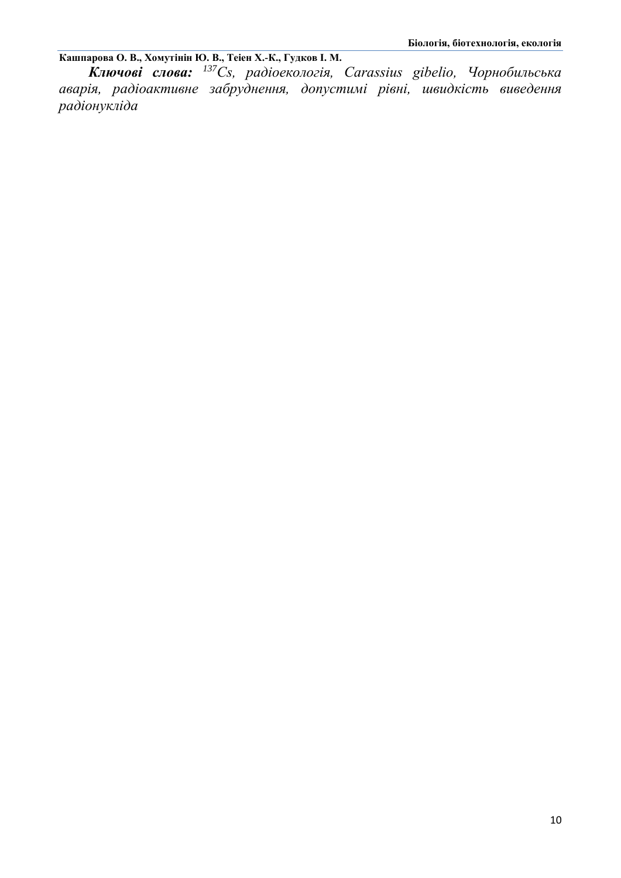**Кашпарова О. В., Хомутінін Ю. В., Теіен Х.-К., Гудков І. М.**

***Ключові слова:*** *$^{137}$Cs, радіоекологія, Carassius gibelio, Чорнобильська аварія, радіоактивне забруднення, допустимі рівні, швидкість виведення радіонукліда*